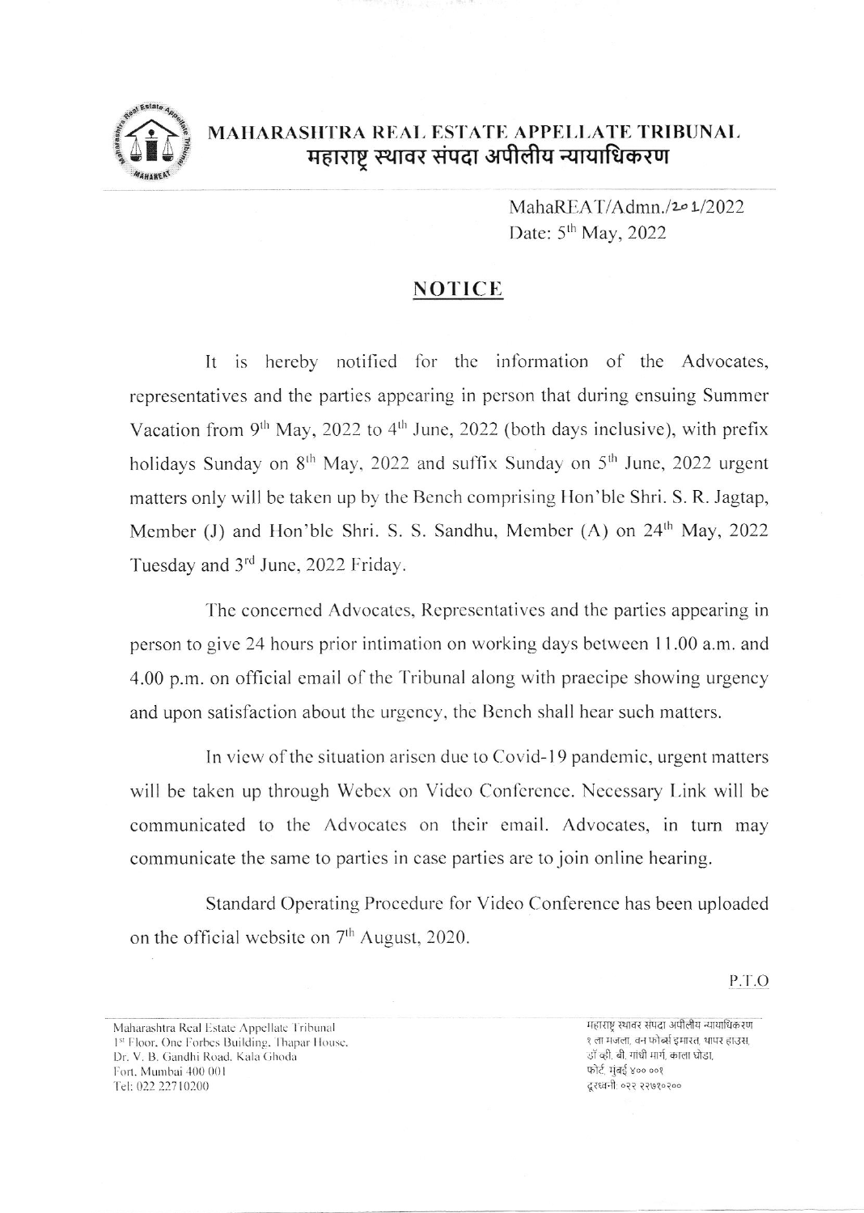# MAHARASHTRA REAL ESTATE APPELLATE TRIBUNAL
# महाराष्ट्र स्थावर संपदा अपीलीय न्यायाधिकरण

MahaREAT/Admn./201/2022
Date: 5th May, 2022

## NOTICE

It is hereby notified for the information of the Advocates, representatives and the parties appearing in person that during ensuing Summer Vacation from 9th May, 2022 to 4th June, 2022 (both days inclusive), with prefix holidays Sunday on 8th May, 2022 and suffix Sunday on 5th June, 2022 urgent matters only will be taken up by the Bench comprising Hon'ble Shri. S. R. Jagtap, Member (J) and Hon'ble Shri. S. S. Sandhu, Member (A) on 24th May, 2022 Tuesday and 3rd June, 2022 Friday.

The concerned Advocates, Representatives and the parties appearing in person to give 24 hours prior intimation on working days between 11.00 a.m. and 4.00 p.m. on official email of the Tribunal along with praecipe showing urgency and upon satisfaction about the urgency, the Bench shall hear such matters.

In view of the situation arisen due to Covid-19 pandemic, urgent matters will be taken up through Webex on Video Conference. Necessary Link will be communicated to the Advocates on their email. Advocates, in turn may communicate the same to parties in case parties are to join online hearing.

Standard Operating Procedure for Video Conference has been uploaded on the official website on 7th August, 2020.

P.T.O

Maharashtra Real Estate Appellate Tribunal
1st Floor, One Forbes Building, Thapar House,
Dr. V. B. Gandhi Road, Kala Ghoda
Fort, Mumbai 400 001
Tel: 022 22710200

महाराष्ट्र स्थावर संपदा अपीलीय न्यायाधिकरण
१ ला मजला, वन फोर्ब्स इमारत, थापर हाउस,
डॉ व्ही. बी. गांधी मार्ग, काला घोडा,
फोर्ट, मुंबई ४०० ००१
दूरध्वनी: ०२२ २२७१०२००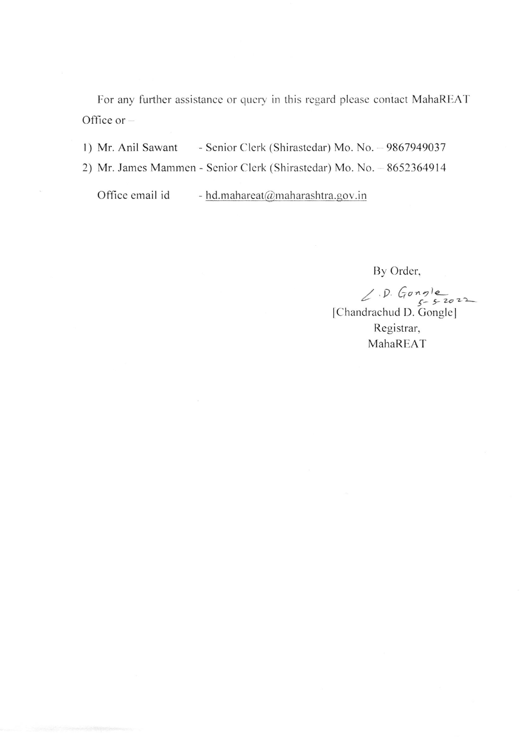For any further assistance or query in this regard please contact MahaREAT Office or –

1) Mr. Anil Sawant - Senior Clerk (Shirastedar) Mo. No. – 9867949037
2) Mr. James Mammen - Senior Clerk (Shirastedar) Mo. No. – 8652364914

Office email id - hd.mahareat@maharashtra.gov.in

By Order,

C. D. Gongle
5-5-2022

[Chandrachud D. Gongle]
Registrar,
MahaREAT